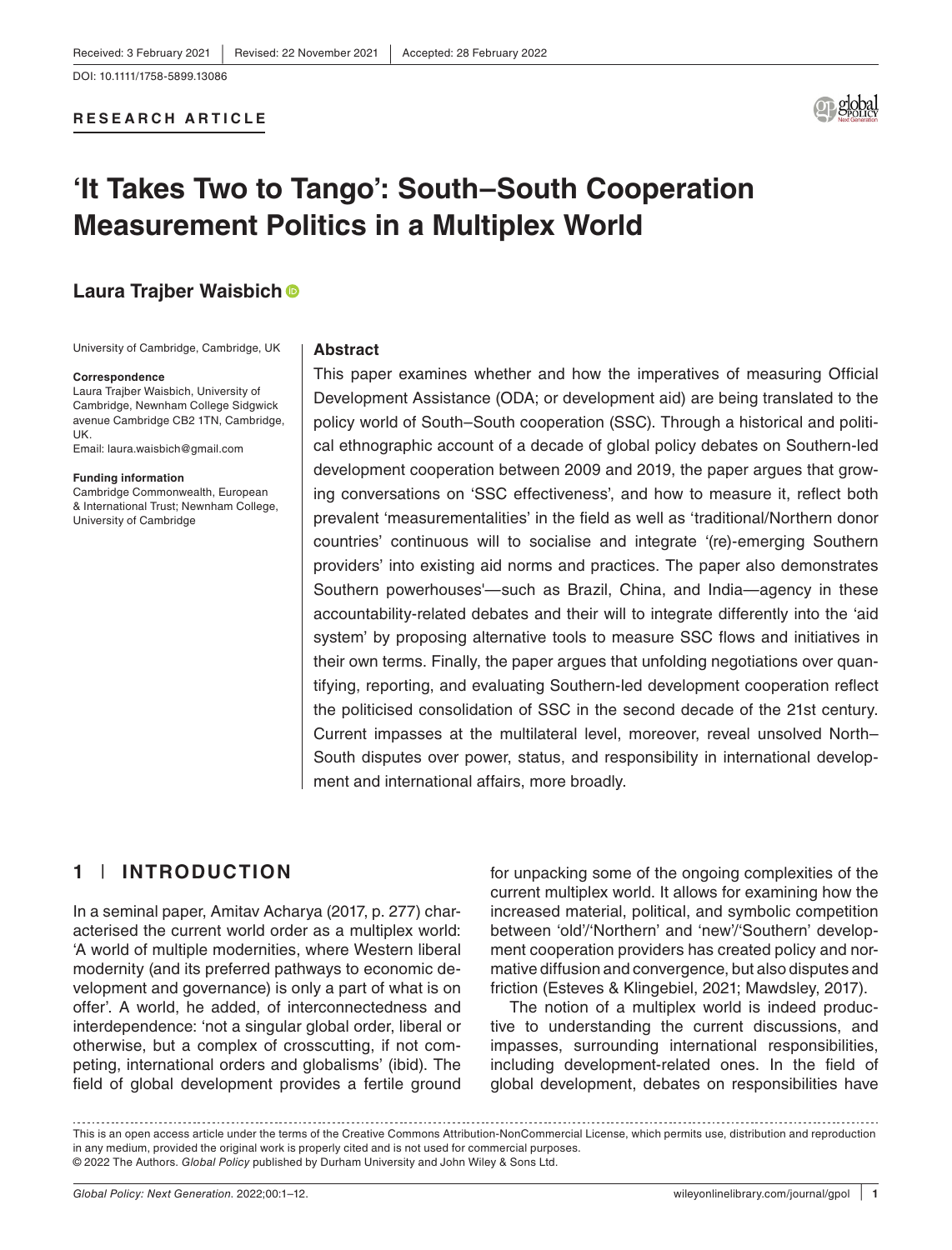Received: 3 February 2021 | Revised: 22 November 2021 | Accepted: 28 February 2022

DOI: 10.1111/1758-5899.13086

**RESEARCH ARTICLE**

# 'It Takes Two to Tango': South–South Cooperation Measurement Politics in a Multiplex World

**Laura Trajber Waisbich**

University of Cambridge, Cambridge, UK

**Correspondence**
Laura Trajber Waisbich, University of Cambridge, Newnham College Sidgwick avenue Cambridge CB2 1TN, Cambridge, UK.
Email: laura.waisbich@gmail.com

**Funding information**
Cambridge Commonwealth, European & International Trust; Newnham College, University of Cambridge

## Abstract

This paper examines whether and how the imperatives of measuring Official Development Assistance (ODA; or development aid) are being translated to the policy world of South–South cooperation (SSC). Through a historical and political ethnographic account of a decade of global policy debates on Southern-led development cooperation between 2009 and 2019, the paper argues that growing conversations on 'SSC effectiveness', and how to measure it, reflect both prevalent 'measurementalities' in the field as well as 'traditional/Northern donor countries' continuous will to socialise and integrate '(re)-emerging Southern providers' into existing aid norms and practices. The paper also demonstrates Southern powerhouses'—such as Brazil, China, and India—agency in these accountability-related debates and their will to integrate differently into the 'aid system' by proposing alternative tools to measure SSC flows and initiatives in their own terms. Finally, the paper argues that unfolding negotiations over quantifying, reporting, and evaluating Southern-led development cooperation reflect the politicised consolidation of SSC in the second decade of the 21st century. Current impasses at the multilateral level, moreover, reveal unsolved North–South disputes over power, status, and responsibility in international development and international affairs, more broadly.

## 1 | INTRODUCTION

In a seminal paper, Amitav Acharya (2017, p. 277) characterised the current world order as a multiplex world: 'A world of multiple modernities, where Western liberal modernity (and its preferred pathways to economic development and governance) is only a part of what is on offer'. A world, he added, of interconnectedness and interdependence: 'not a singular global order, liberal or otherwise, but a complex of crosscutting, if not competing, international orders and globalisms' (ibid). The field of global development provides a fertile ground for unpacking some of the ongoing complexities of the current multiplex world. It allows for examining how the increased material, political, and symbolic competition between 'old'/'Northern' and 'new'/'Southern' development cooperation providers has created policy and normative diffusion and convergence, but also disputes and friction (Esteves & Klingebiel, 2021; Mawdsley, 2017).

The notion of a multiplex world is indeed productive to understanding the current discussions, and impasses, surrounding international responsibilities, including development-related ones. In the field of global development, debates on responsibilities have

---

This is an open access article under the terms of the Creative Commons Attribution-NonCommercial License, which permits use, distribution and reproduction in any medium, provided the original work is properly cited and is not used for commercial purposes.
© 2022 The Authors. *Global Policy* published by Durham University and John Wiley & Sons Ltd.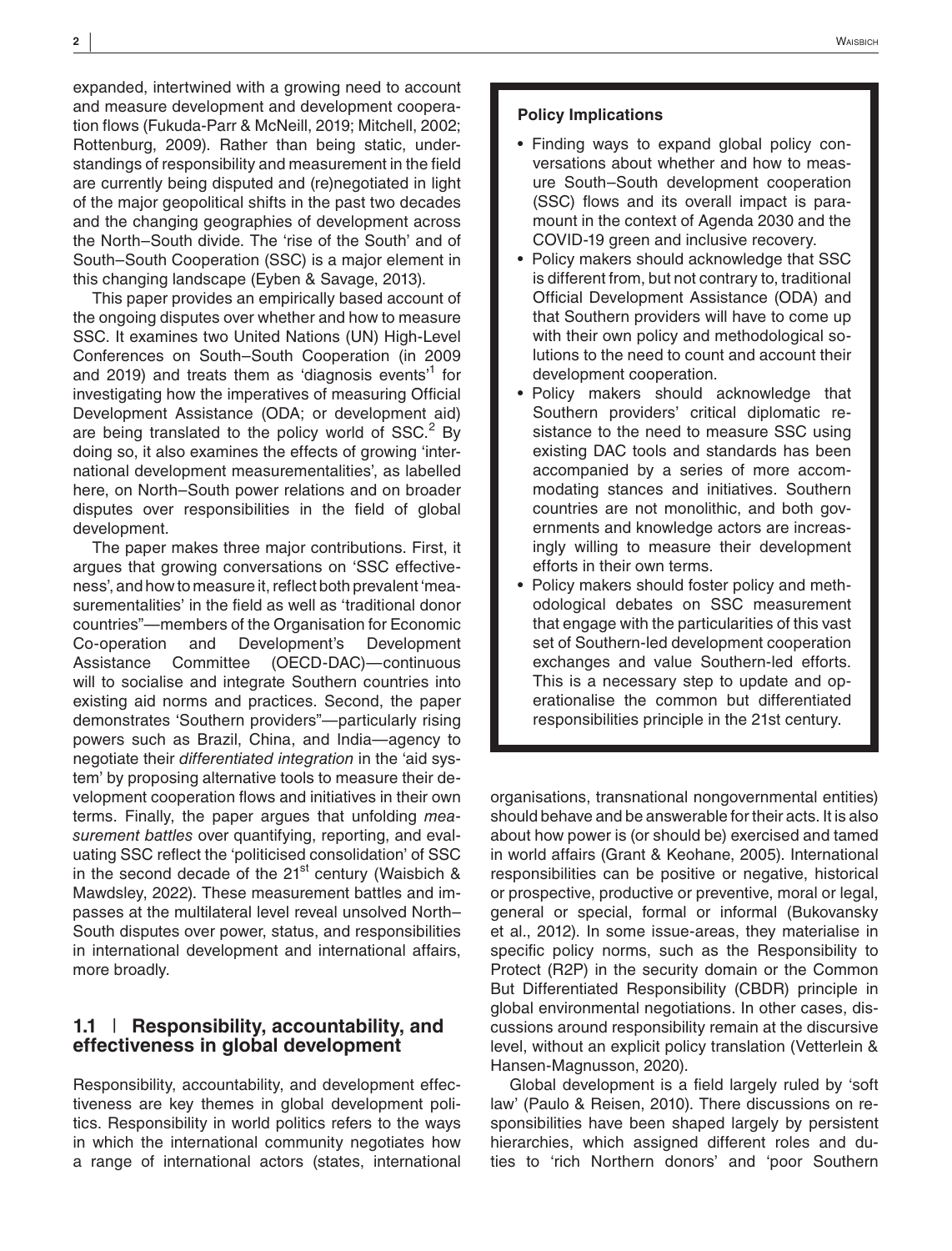expanded, intertwined with a growing need to account and measure development and development cooperation flows (Fukuda-Parr & McNeill, 2019; Mitchell, 2002; Rottenburg, 2009). Rather than being static, understandings of responsibility and measurement in the field are currently being disputed and (re)negotiated in light of the major geopolitical shifts in the past two decades and the changing geographies of development across the North–South divide. The 'rise of the South' and of South–South Cooperation (SSC) is a major element in this changing landscape (Eyben & Savage, 2013).

This paper provides an empirically based account of the ongoing disputes over whether and how to measure SSC. It examines two United Nations (UN) High-Level Conferences on South–South Cooperation (in 2009 and 2019) and treats them as 'diagnosis events'[1] for investigating how the imperatives of measuring Official Development Assistance (ODA; or development aid) are being translated to the policy world of SSC.[2] By doing so, it also examines the effects of growing 'international development measurementalities', as labelled here, on North–South power relations and on broader disputes over responsibilities in the field of global development.

The paper makes three major contributions. First, it argues that growing conversations on 'SSC effectiveness', and how to measure it, reflect both prevalent 'measurementalities' in the field as well as 'traditional donor countries''—members of the Organisation for Economic Co-operation and Development's Development Assistance Committee (OECD-DAC)—continuous will to socialise and integrate Southern countries into existing aid norms and practices. Second, the paper demonstrates 'Southern providers''—particularly rising powers such as Brazil, China, and India—agency to negotiate their *differentiated integration* in the 'aid system' by proposing alternative tools to measure their development cooperation flows and initiatives in their own terms. Finally, the paper argues that unfolding *measurement battles* over quantifying, reporting, and evaluating SSC reflect the 'politicised consolidation' of SSC in the second decade of the 21[st] century (Waisbich & Mawdsley, 2022). These measurement battles and impasses at the multilateral level reveal unsolved North–South disputes over power, status, and responsibilities in international development and international affairs, more broadly.

**Policy Implications**

- Finding ways to expand global policy conversations about whether and how to measure South–South development cooperation (SSC) flows and its overall impact is paramount in the context of Agenda 2030 and the COVID-19 green and inclusive recovery.
- Policy makers should acknowledge that SSC is different from, but not contrary to, traditional Official Development Assistance (ODA) and that Southern providers will have to come up with their own policy and methodological solutions to the need to count and account their development cooperation.
- Policy makers should acknowledge that Southern providers' critical diplomatic resistance to the need to measure SSC using existing DAC tools and standards has been accompanied by a series of more accommodating stances and initiatives. Southern countries are not monolithic, and both governments and knowledge actors are increasingly willing to measure their development efforts in their own terms.
- Policy makers should foster policy and methodological debates on SSC measurement that engage with the particularities of this vast set of Southern-led development cooperation exchanges and value Southern-led efforts. This is a necessary step to update and operationalise the common but differentiated responsibilities principle in the 21st century.

## 1.1 | Responsibility, accountability, and effectiveness in global development

Responsibility, accountability, and development effectiveness are key themes in global development politics. Responsibility in world politics refers to the ways in which the international community negotiates how a range of international actors (states, international organisations, transnational nongovernmental entities) should behave and be answerable for their acts. It is also about how power is (or should be) exercised and tamed in world affairs (Grant & Keohane, 2005). International responsibilities can be positive or negative, historical or prospective, productive or preventive, moral or legal, general or special, formal or informal (Bukovansky et al., 2012). In some issue-areas, they materialise in specific policy norms, such as the Responsibility to Protect (R2P) in the security domain or the Common But Differentiated Responsibility (CBDR) principle in global environmental negotiations. In other cases, discussions around responsibility remain at the discursive level, without an explicit policy translation (Vetterlein & Hansen-Magnusson, 2020).

Global development is a field largely ruled by 'soft law' (Paulo & Reisen, 2010). There discussions on responsibilities have been shaped largely by persistent hierarchies, which assigned different roles and duties to 'rich Northern donors' and 'poor Southern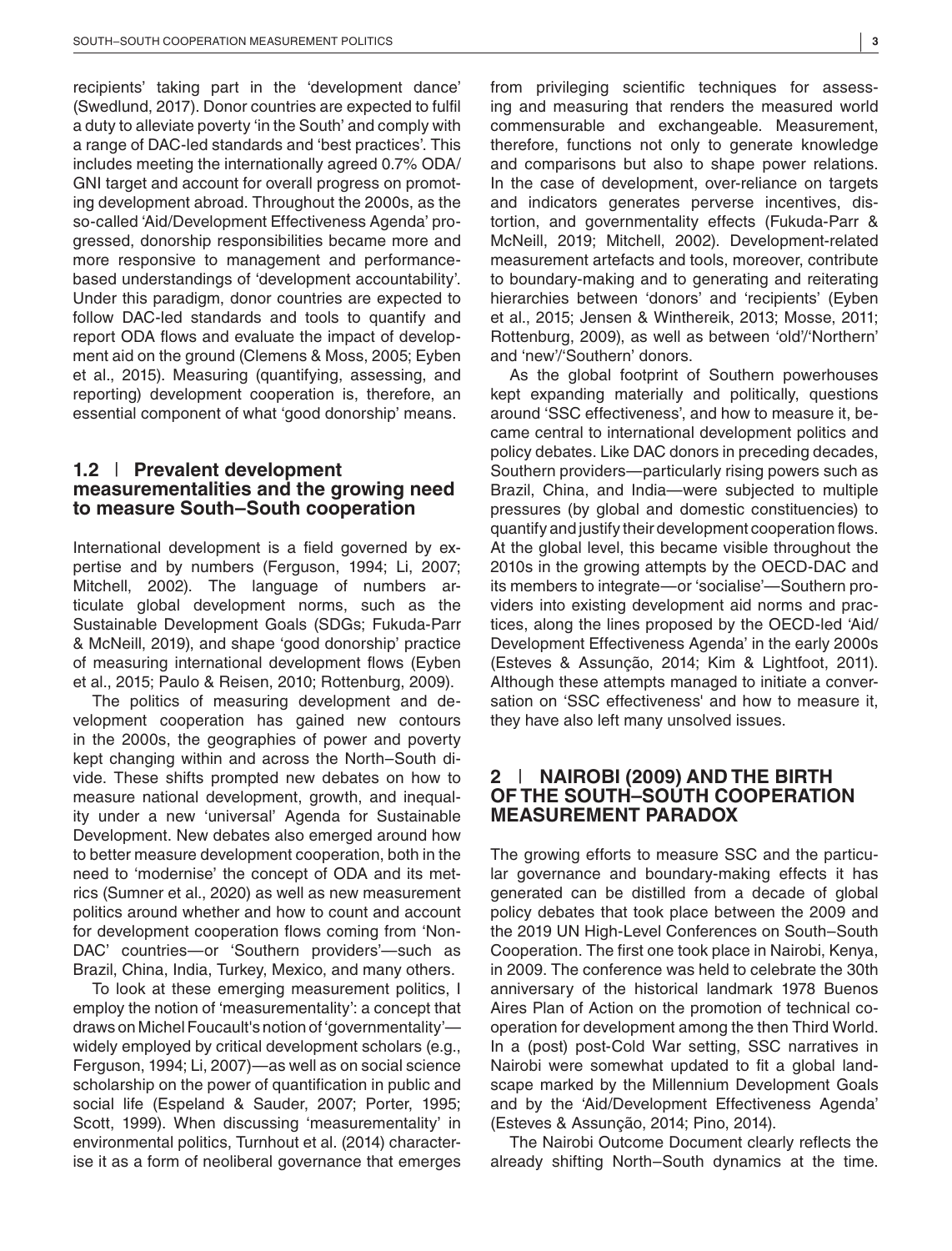recipients' taking part in the 'development dance' (Swedlund, 2017). Donor countries are expected to fulfil a duty to alleviate poverty 'in the South' and comply with a range of DAC-led standards and 'best practices'. This includes meeting the internationally agreed 0.7% ODA/GNI target and account for overall progress on promoting development abroad. Throughout the 2000s, as the so-called 'Aid/Development Effectiveness Agenda' progressed, donorship responsibilities became more and more responsive to management and performance-based understandings of 'development accountability'. Under this paradigm, donor countries are expected to follow DAC-led standards and tools to quantify and report ODA flows and evaluate the impact of development aid on the ground (Clemens & Moss, 2005; Eyben et al., 2015). Measuring (quantifying, assessing, and reporting) development cooperation is, therefore, an essential component of what 'good donorship' means.

### 1.2 | Prevalent development measurementalities and the growing need to measure South–South cooperation

International development is a field governed by expertise and by numbers (Ferguson, 1994; Li, 2007; Mitchell, 2002). The language of numbers articulate global development norms, such as the Sustainable Development Goals (SDGs; Fukuda-Parr & McNeill, 2019), and shape 'good donorship' practice of measuring international development flows (Eyben et al., 2015; Paulo & Reisen, 2010; Rottenburg, 2009).

The politics of measuring development and development cooperation has gained new contours in the 2000s, the geographies of power and poverty kept changing within and across the North–South divide. These shifts prompted new debates on how to measure national development, growth, and inequality under a new 'universal' Agenda for Sustainable Development. New debates also emerged around how to better measure development cooperation, both in the need to 'modernise' the concept of ODA and its metrics (Sumner et al., 2020) as well as new measurement politics around whether and how to count and account for development cooperation flows coming from 'Non-DAC' countries—or 'Southern providers'—such as Brazil, China, India, Turkey, Mexico, and many others.

To look at these emerging measurement politics, I employ the notion of 'measurementality': a concept that draws on Michel Foucault's notion of 'governmentality'—widely employed by critical development scholars (e.g., Ferguson, 1994; Li, 2007)—as well as on social science scholarship on the power of quantification in public and social life (Espeland & Sauder, 2007; Porter, 1995; Scott, 1999). When discussing 'measurementality' in environmental politics, Turnhout et al. (2014) characterise it as a form of neoliberal governance that emerges from privileging scientific techniques for assessing and measuring that renders the measured world commensurable and exchangeable. Measurement, therefore, functions not only to generate knowledge and comparisons but also to shape power relations. In the case of development, over-reliance on targets and indicators generates perverse incentives, distortion, and governmentality effects (Fukuda-Parr & McNeill, 2019; Mitchell, 2002). Development-related measurement artefacts and tools, moreover, contribute to boundary-making and to generating and reiterating hierarchies between 'donors' and 'recipients' (Eyben et al., 2015; Jensen & Winthereik, 2013; Mosse, 2011; Rottenburg, 2009), as well as between 'old'/'Northern' and 'new'/'Southern' donors.

As the global footprint of Southern powerhouses kept expanding materially and politically, questions around 'SSC effectiveness', and how to measure it, became central to international development politics and policy debates. Like DAC donors in preceding decades, Southern providers—particularly rising powers such as Brazil, China, and India—were subjected to multiple pressures (by global and domestic constituencies) to quantify and justify their development cooperation flows. At the global level, this became visible throughout the 2010s in the growing attempts by the OECD-DAC and its members to integrate—or 'socialise'—Southern providers into existing development aid norms and practices, along the lines proposed by the OECD-led 'Aid/Development Effectiveness Agenda' in the early 2000s (Esteves & Assunção, 2014; Kim & Lightfoot, 2011). Although these attempts managed to initiate a conversation on 'SSC effectiveness' and how to measure it, they have also left many unsolved issues.

## 2 | NAIROBI (2009) AND THE BIRTH OF THE SOUTH–SOUTH COOPERATION MEASUREMENT PARADOX

The growing efforts to measure SSC and the particular governance and boundary-making effects it has generated can be distilled from a decade of global policy debates that took place between the 2009 and the 2019 UN High-Level Conferences on South–South Cooperation. The first one took place in Nairobi, Kenya, in 2009. The conference was held to celebrate the 30th anniversary of the historical landmark 1978 Buenos Aires Plan of Action on the promotion of technical cooperation for development among the then Third World. In a (post) post-Cold War setting, SSC narratives in Nairobi were somewhat updated to fit a global landscape marked by the Millennium Development Goals and by the 'Aid/Development Effectiveness Agenda' (Esteves & Assunção, 2014; Pino, 2014).

The Nairobi Outcome Document clearly reflects the already shifting North–South dynamics at the time.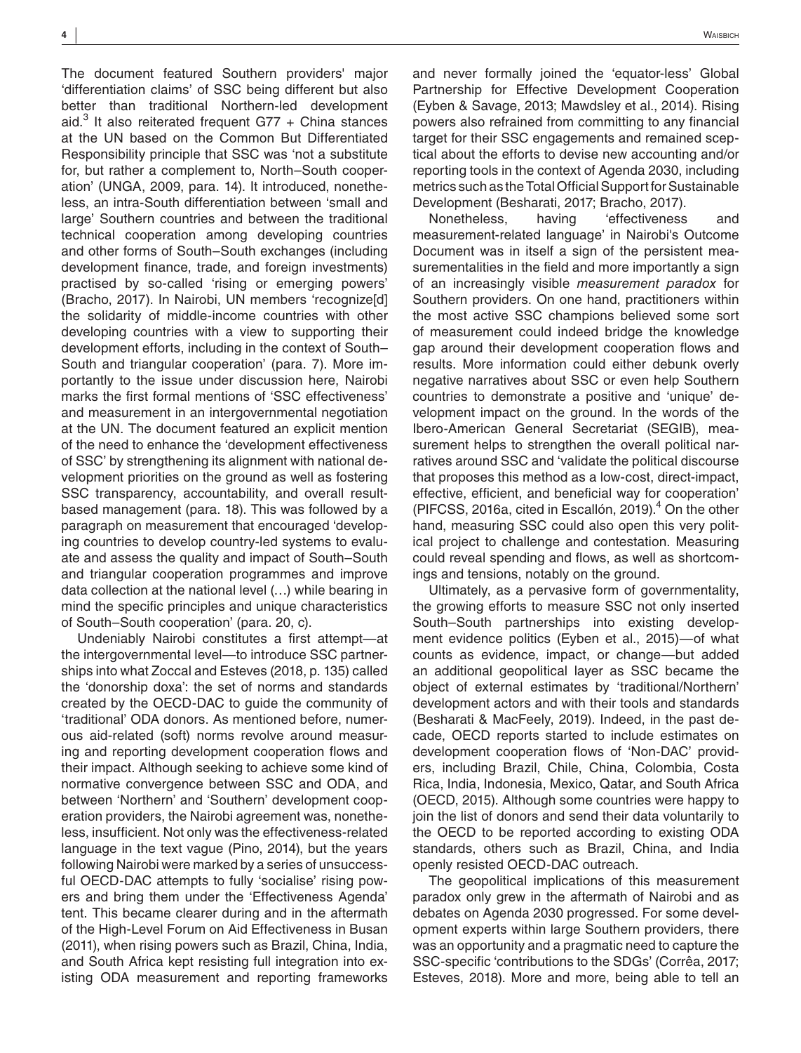The document featured Southern providers' major 'differentiation claims' of SSC being different but also better than traditional Northern-led development aid.[3] It also reiterated frequent G77 + China stances at the UN based on the Common But Differentiated Responsibility principle that SSC was 'not a substitute for, but rather a complement to, North–South cooperation' (UNGA, 2009, para. 14). It introduced, nonetheless, an intra-South differentiation between 'small and large' Southern countries and between the traditional technical cooperation among developing countries and other forms of South–South exchanges (including development finance, trade, and foreign investments) practised by so-called 'rising or emerging powers' (Bracho, 2017). In Nairobi, UN members 'recognize[d] the solidarity of middle-income countries with other developing countries with a view to supporting their development efforts, including in the context of South–South and triangular cooperation' (para. 7). More importantly to the issue under discussion here, Nairobi marks the first formal mentions of 'SSC effectiveness' and measurement in an intergovernmental negotiation at the UN. The document featured an explicit mention of the need to enhance the 'development effectiveness of SSC' by strengthening its alignment with national development priorities on the ground as well as fostering SSC transparency, accountability, and overall result-based management (para. 18). This was followed by a paragraph on measurement that encouraged 'developing countries to develop country-led systems to evaluate and assess the quality and impact of South–South and triangular cooperation programmes and improve data collection at the national level (…) while bearing in mind the specific principles and unique characteristics of South–South cooperation' (para. 20, c).

Undeniably Nairobi constitutes a first attempt—at the intergovernmental level—to introduce SSC partnerships into what Zoccal and Esteves (2018, p. 135) called the 'donorship doxa': the set of norms and standards created by the OECD-DAC to guide the community of 'traditional' ODA donors. As mentioned before, numerous aid-related (soft) norms revolve around measuring and reporting development cooperation flows and their impact. Although seeking to achieve some kind of normative convergence between SSC and ODA, and between 'Northern' and 'Southern' development cooperation providers, the Nairobi agreement was, nonetheless, insufficient. Not only was the effectiveness-related language in the text vague (Pino, 2014), but the years following Nairobi were marked by a series of unsuccessful OECD-DAC attempts to fully 'socialise' rising powers and bring them under the 'Effectiveness Agenda' tent. This became clearer during and in the aftermath of the High-Level Forum on Aid Effectiveness in Busan (2011), when rising powers such as Brazil, China, India, and South Africa kept resisting full integration into existing ODA measurement and reporting frameworks and never formally joined the 'equator-less' Global Partnership for Effective Development Cooperation (Eyben & Savage, 2013; Mawdsley et al., 2014). Rising powers also refrained from committing to any financial target for their SSC engagements and remained sceptical about the efforts to devise new accounting and/or reporting tools in the context of Agenda 2030, including metrics such as the Total Official Support for Sustainable Development (Besharati, 2017; Bracho, 2017).

Nonetheless, having 'effectiveness and measurement-related language' in Nairobi's Outcome Document was in itself a sign of the persistent measurementalities in the field and more importantly a sign of an increasingly visible *measurement paradox* for Southern providers. On one hand, practitioners within the most active SSC champions believed some sort of measurement could indeed bridge the knowledge gap around their development cooperation flows and results. More information could either debunk overly negative narratives about SSC or even help Southern countries to demonstrate a positive and 'unique' development impact on the ground. In the words of the Ibero-American General Secretariat (SEGIB), measurement helps to strengthen the overall political narratives around SSC and 'validate the political discourse that proposes this method as a low-cost, direct-impact, effective, efficient, and beneficial way for cooperation' (PIFCSS, 2016a, cited in Escallón, 2019).[4] On the other hand, measuring SSC could also open this very political project to challenge and contestation. Measuring could reveal spending and flows, as well as shortcomings and tensions, notably on the ground.

Ultimately, as a pervasive form of governmentality, the growing efforts to measure SSC not only inserted South–South partnerships into existing development evidence politics (Eyben et al., 2015)—of what counts as evidence, impact, or change—but added an additional geopolitical layer as SSC became the object of external estimates by 'traditional/Northern' development actors and with their tools and standards (Besharati & MacFeely, 2019). Indeed, in the past decade, OECD reports started to include estimates on development cooperation flows of 'Non-DAC' providers, including Brazil, Chile, China, Colombia, Costa Rica, India, Indonesia, Mexico, Qatar, and South Africa (OECD, 2015). Although some countries were happy to join the list of donors and send their data voluntarily to the OECD to be reported according to existing ODA standards, others such as Brazil, China, and India openly resisted OECD-DAC outreach.

The geopolitical implications of this measurement paradox only grew in the aftermath of Nairobi and as debates on Agenda 2030 progressed. For some development experts within large Southern providers, there was an opportunity and a pragmatic need to capture the SSC-specific 'contributions to the SDGs' (Corrêa, 2017; Esteves, 2018). More and more, being able to tell an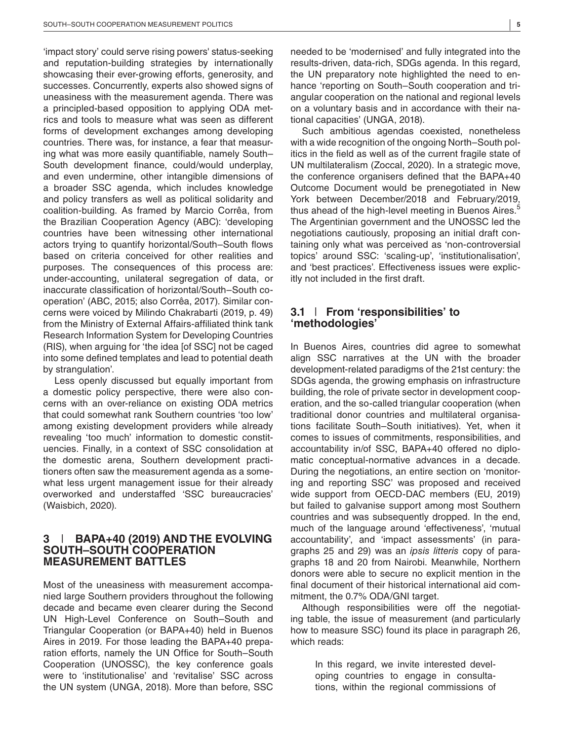'impact story' could serve rising powers' status-seeking and reputation-building strategies by internationally showcasing their ever-growing efforts, generosity, and successes. Concurrently, experts also showed signs of uneasiness with the measurement agenda. There was a principled-based opposition to applying ODA metrics and tools to measure what was seen as different forms of development exchanges among developing countries. There was, for instance, a fear that measuring what was more easily quantifiable, namely South–South development finance, could/would underplay, and even undermine, other intangible dimensions of a broader SSC agenda, which includes knowledge and policy transfers as well as political solidarity and coalition-building. As framed by Marcio Corrêa, from the Brazilian Cooperation Agency (ABC): 'developing countries have been witnessing other international actors trying to quantify horizontal/South–South flows based on criteria conceived for other realities and purposes. The consequences of this process are: under-accounting, unilateral segregation of data, or inaccurate classification of horizontal/South–South cooperation' (ABC, 2015; also Corrêa, 2017). Similar concerns were voiced by Milindo Chakrabarti (2019, p. 49) from the Ministry of External Affairs-affiliated think tank Research Information System for Developing Countries (RIS), when arguing for 'the idea [of SSC] not be caged into some defined templates and lead to potential death by strangulation'.

Less openly discussed but equally important from a domestic policy perspective, there were also concerns with an over-reliance on existing ODA metrics that could somewhat rank Southern countries 'too low' among existing development providers while already revealing 'too much' information to domestic constituencies. Finally, in a context of SSC consolidation at the domestic arena, Southern development practitioners often saw the measurement agenda as a somewhat less urgent management issue for their already overworked and understaffed 'SSC bureaucracies' (Waisbich, 2020).

## 3 | BAPA+40 (2019) AND THE EVOLVING SOUTH–SOUTH COOPERATION MEASUREMENT BATTLES

Most of the uneasiness with measurement accompanied large Southern providers throughout the following decade and became even clearer during the Second UN High-Level Conference on South–South and Triangular Cooperation (or BAPA+40) held in Buenos Aires in 2019. For those leading the BAPA+40 preparation efforts, namely the UN Office for South–South Cooperation (UNOSSC), the key conference goals were to 'institutionalise' and 'revitalise' SSC across the UN system (UNGA, 2018). More than before, SSC needed to be 'modernised' and fully integrated into the results-driven, data-rich, SDGs agenda. In this regard, the UN preparatory note highlighted the need to enhance 'reporting on South–South cooperation and triangular cooperation on the national and regional levels on a voluntary basis and in accordance with their national capacities' (UNGA, 2018).

Such ambitious agendas coexisted, nonetheless with a wide recognition of the ongoing North–South politics in the field as well as of the current fragile state of UN multilateralism (Zoccal, 2020). In a strategic move, the conference organisers defined that the BAPA+40 Outcome Document would be prenegotiated in New York between December/2018 and February/2019, thus ahead of the high-level meeting in Buenos Aires.[5] The Argentinian government and the UNOSSC led the negotiations cautiously, proposing an initial draft containing only what was perceived as 'non-controversial topics' around SSC: 'scaling-up', 'institutionalisation', and 'best practices'. Effectiveness issues were explicitly not included in the first draft.

### 3.1 | From 'responsibilities' to 'methodologies'

In Buenos Aires, countries did agree to somewhat align SSC narratives at the UN with the broader development-related paradigms of the 21st century: the SDGs agenda, the growing emphasis on infrastructure building, the role of private sector in development cooperation, and the so-called triangular cooperation (when traditional donor countries and multilateral organisations facilitate South–South initiatives). Yet, when it comes to issues of commitments, responsibilities, and accountability in/of SSC, BAPA+40 offered no diplomatic conceptual-normative advances in a decade. During the negotiations, an entire section on 'monitoring and reporting SSC' was proposed and received wide support from OECD-DAC members (EU, 2019) but failed to galvanise support among most Southern countries and was subsequently dropped. In the end, much of the language around 'effectiveness', 'mutual accountability', and 'impact assessments' (in paragraphs 25 and 29) was an *ipsis litteris* copy of paragraphs 18 and 20 from Nairobi. Meanwhile, Northern donors were able to secure no explicit mention in the final document of their historical international aid commitment, the 0.7% ODA/GNI target.

Although responsibilities were off the negotiating table, the issue of measurement (and particularly how to measure SSC) found its place in paragraph 26, which reads:

> In this regard, we invite interested developing countries to engage in consultations, within the regional commissions of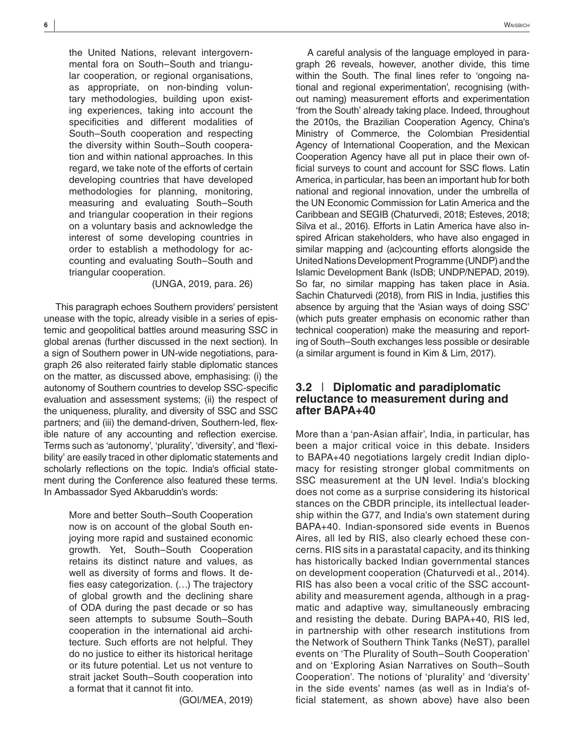> the United Nations, relevant intergovernmental fora on South–South and triangular cooperation, or regional organisations, as appropriate, on non-binding voluntary methodologies, building upon existing experiences, taking into account the specificities and different modalities of South–South cooperation and respecting the diversity within South–South cooperation and within national approaches. In this regard, we take note of the efforts of certain developing countries that have developed methodologies for planning, monitoring, measuring and evaluating South–South and triangular cooperation in their regions on a voluntary basis and acknowledge the interest of some developing countries in order to establish a methodology for accounting and evaluating South–South and triangular cooperation.
>
> (UNGA, 2019, para. 26)

This paragraph echoes Southern providers' persistent unease with the topic, already visible in a series of epistemic and geopolitical battles around measuring SSC in global arenas (further discussed in the next section). In a sign of Southern power in UN-wide negotiations, paragraph 26 also reiterated fairly stable diplomatic stances on the matter, as discussed above, emphasising: (i) the autonomy of Southern countries to develop SSC-specific evaluation and assessment systems; (ii) the respect of the uniqueness, plurality, and diversity of SSC and SSC partners; and (iii) the demand-driven, Southern-led, flexible nature of any accounting and reflection exercise. Terms such as 'autonomy', 'plurality', 'diversity', and 'flexibility' are easily traced in other diplomatic statements and scholarly reflections on the topic. India's official statement during the Conference also featured these terms. In Ambassador Syed Akbaruddin's words:

> More and better South–South Cooperation now is on account of the global South enjoying more rapid and sustained economic growth. Yet, South–South Cooperation retains its distinct nature and values, as well as diversity of forms and flows. It defies easy categorization. (…) The trajectory of global growth and the declining share of ODA during the past decade or so has seen attempts to subsume South–South cooperation in the international aid architecture. Such efforts are not helpful. They do no justice to either its historical heritage or its future potential. Let us not venture to strait jacket South–South cooperation into a format that it cannot fit into.
>
> (GOI/MEA, 2019)

A careful analysis of the language employed in paragraph 26 reveals, however, another divide, this time within the South. The final lines refer to 'ongoing national and regional experimentation', recognising (without naming) measurement efforts and experimentation 'from the South' already taking place. Indeed, throughout the 2010s, the Brazilian Cooperation Agency, China's Ministry of Commerce, the Colombian Presidential Agency of International Cooperation, and the Mexican Cooperation Agency have all put in place their own official surveys to count and account for SSC flows. Latin America, in particular, has been an important hub for both national and regional innovation, under the umbrella of the UN Economic Commission for Latin America and the Caribbean and SEGIB (Chaturvedi, 2018; Esteves, 2018; Silva et al., 2016). Efforts in Latin America have also inspired African stakeholders, who have also engaged in similar mapping and (ac)counting efforts alongside the United Nations Development Programme (UNDP) and the Islamic Development Bank (IsDB; UNDP/NEPAD, 2019). So far, no similar mapping has taken place in Asia. Sachin Chaturvedi (2018), from RIS in India, justifies this absence by arguing that the 'Asian ways of doing SSC' (which puts greater emphasis on economic rather than technical cooperation) make the measuring and reporting of South–South exchanges less possible or desirable (a similar argument is found in Kim & Lim, 2017).

### 3.2 | Diplomatic and paradiplomatic reluctance to measurement during and after BAPA+40

More than a 'pan-Asian affair', India, in particular, has been a major critical voice in this debate. Insiders to BAPA+40 negotiations largely credit Indian diplomacy for resisting stronger global commitments on SSC measurement at the UN level. India's blocking does not come as a surprise considering its historical stances on the CBDR principle, its intellectual leadership within the G77, and India's own statement during BAPA+40. Indian-sponsored side events in Buenos Aires, all led by RIS, also clearly echoed these concerns. RIS sits in a parastatal capacity, and its thinking has historically backed Indian governmental stances on development cooperation (Chaturvedi et al., 2014). RIS has also been a vocal critic of the SSC accountability and measurement agenda, although in a pragmatic and adaptive way, simultaneously embracing and resisting the debate. During BAPA+40, RIS led, in partnership with other research institutions from the Network of Southern Think Tanks (NeST), parallel events on 'The Plurality of South–South Cooperation' and on 'Exploring Asian Narratives on South–South Cooperation'. The notions of 'plurality' and 'diversity' in the side events' names (as well as in India's official statement, as shown above) have also been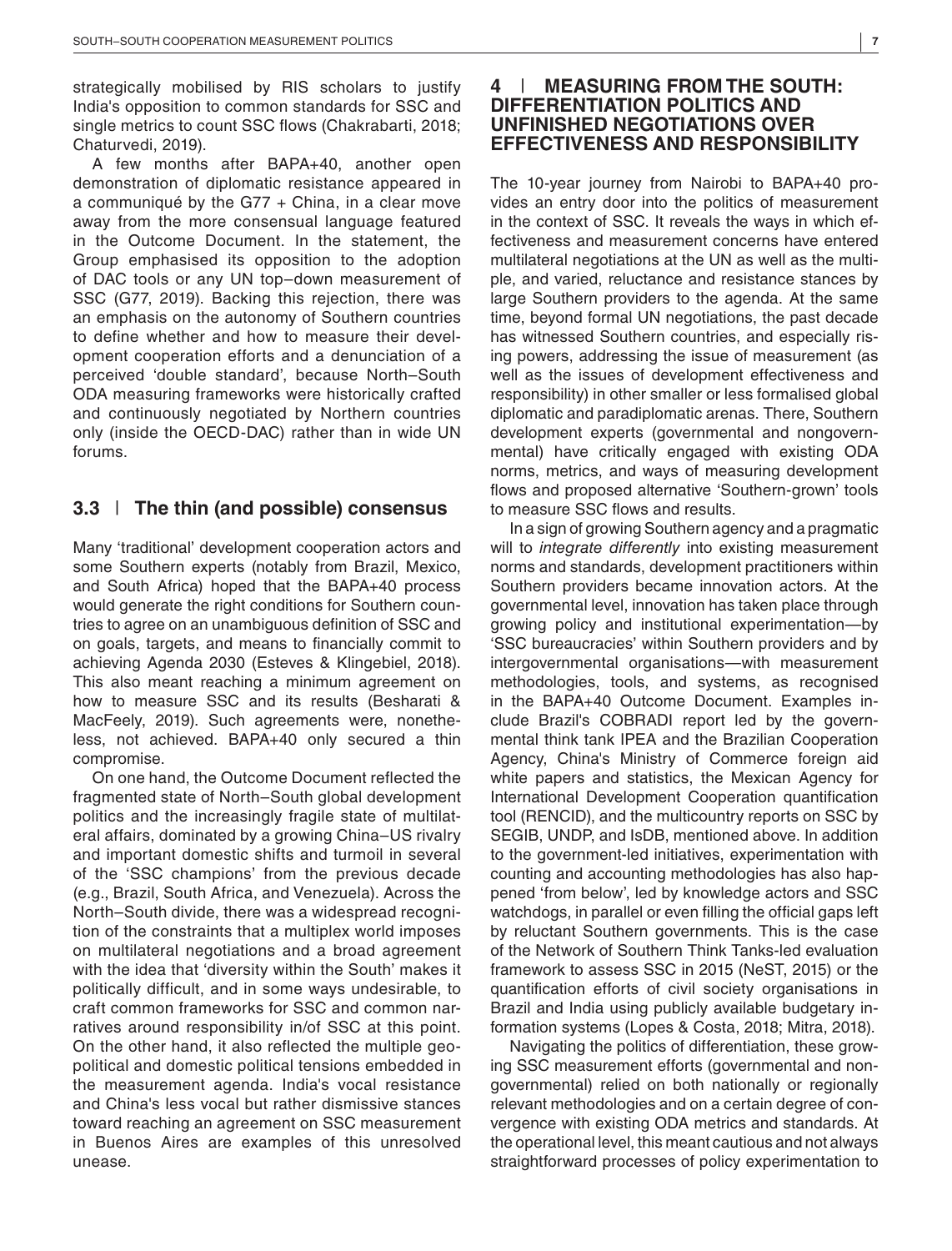strategically mobilised by RIS scholars to justify India's opposition to common standards for SSC and single metrics to count SSC flows (Chakrabarti, 2018; Chaturvedi, 2019).

A few months after BAPA+40, another open demonstration of diplomatic resistance appeared in a communiqué by the G77 + China, in a clear move away from the more consensual language featured in the Outcome Document. In the statement, the Group emphasised its opposition to the adoption of DAC tools or any UN top–down measurement of SSC (G77, 2019). Backing this rejection, there was an emphasis on the autonomy of Southern countries to define whether and how to measure their development cooperation efforts and a denunciation of a perceived 'double standard', because North–South ODA measuring frameworks were historically crafted and continuously negotiated by Northern countries only (inside the OECD-DAC) rather than in wide UN forums.

### 3.3 | The thin (and possible) consensus

Many 'traditional' development cooperation actors and some Southern experts (notably from Brazil, Mexico, and South Africa) hoped that the BAPA+40 process would generate the right conditions for Southern countries to agree on an unambiguous definition of SSC and on goals, targets, and means to financially commit to achieving Agenda 2030 (Esteves & Klingebiel, 2018). This also meant reaching a minimum agreement on how to measure SSC and its results (Besharati & MacFeely, 2019). Such agreements were, nonetheless, not achieved. BAPA+40 only secured a thin compromise.

On one hand, the Outcome Document reflected the fragmented state of North–South global development politics and the increasingly fragile state of multilateral affairs, dominated by a growing China–US rivalry and important domestic shifts and turmoil in several of the 'SSC champions' from the previous decade (e.g., Brazil, South Africa, and Venezuela). Across the North–South divide, there was a widespread recognition of the constraints that a multiplex world imposes on multilateral negotiations and a broad agreement with the idea that 'diversity within the South' makes it politically difficult, and in some ways undesirable, to craft common frameworks for SSC and common narratives around responsibility in/of SSC at this point. On the other hand, it also reflected the multiple geopolitical and domestic political tensions embedded in the measurement agenda. India's vocal resistance and China's less vocal but rather dismissive stances toward reaching an agreement on SSC measurement in Buenos Aires are examples of this unresolved unease.

## 4 | MEASURING FROM THE SOUTH: DIFFERENTIATION POLITICS AND UNFINISHED NEGOTIATIONS OVER EFFECTIVENESS AND RESPONSIBILITY

The 10-year journey from Nairobi to BAPA+40 provides an entry door into the politics of measurement in the context of SSC. It reveals the ways in which effectiveness and measurement concerns have entered multilateral negotiations at the UN as well as the multiple, and varied, reluctance and resistance stances by large Southern providers to the agenda. At the same time, beyond formal UN negotiations, the past decade has witnessed Southern countries, and especially rising powers, addressing the issue of measurement (as well as the issues of development effectiveness and responsibility) in other smaller or less formalised global diplomatic and paradiplomatic arenas. There, Southern development experts (governmental and nongovernmental) have critically engaged with existing ODA norms, metrics, and ways of measuring development flows and proposed alternative 'Southern-grown' tools to measure SSC flows and results.

In a sign of growing Southern agency and a pragmatic will to *integrate differently* into existing measurement norms and standards, development practitioners within Southern providers became innovation actors. At the governmental level, innovation has taken place through growing policy and institutional experimentation—by 'SSC bureaucracies' within Southern providers and by intergovernmental organisations—with measurement methodologies, tools, and systems, as recognised in the BAPA+40 Outcome Document. Examples include Brazil's COBRADI report led by the governmental think tank IPEA and the Brazilian Cooperation Agency, China's Ministry of Commerce foreign aid white papers and statistics, the Mexican Agency for International Development Cooperation quantification tool (RENCID), and the multicountry reports on SSC by SEGIB, UNDP, and IsDB, mentioned above. In addition to the government-led initiatives, experimentation with counting and accounting methodologies has also happened 'from below', led by knowledge actors and SSC watchdogs, in parallel or even filling the official gaps left by reluctant Southern governments. This is the case of the Network of Southern Think Tanks-led evaluation framework to assess SSC in 2015 (NeST, 2015) or the quantification efforts of civil society organisations in Brazil and India using publicly available budgetary information systems (Lopes & Costa, 2018; Mitra, 2018).

Navigating the politics of differentiation, these growing SSC measurement efforts (governmental and nongovernmental) relied on both nationally or regionally relevant methodologies and on a certain degree of convergence with existing ODA metrics and standards. At the operational level, this meant cautious and not always straightforward processes of policy experimentation to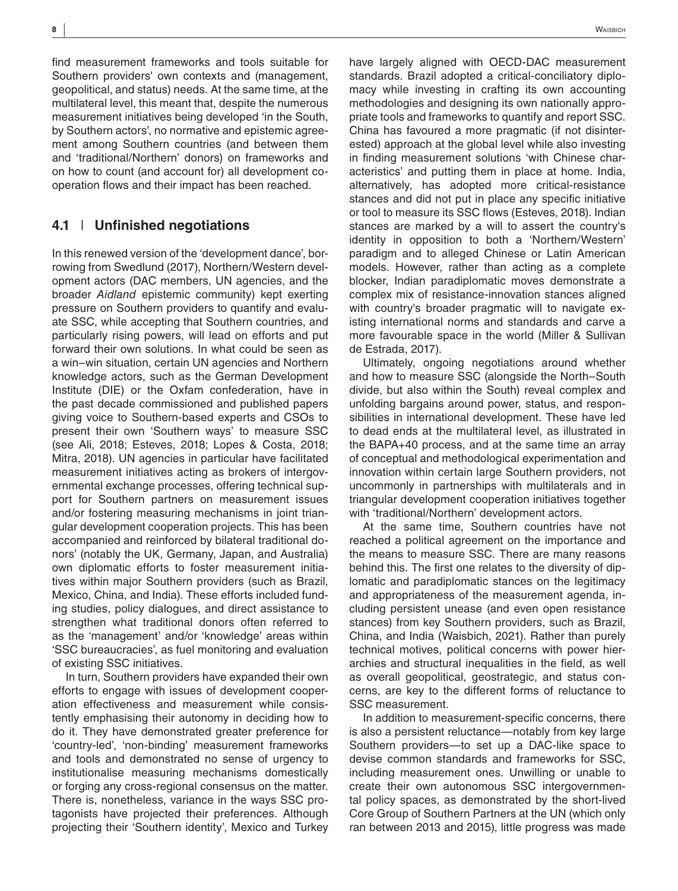find measurement frameworks and tools suitable for Southern providers' own contexts and (management, geopolitical, and status) needs. At the same time, at the multilateral level, this meant that, despite the numerous measurement initiatives being developed 'in the South, by Southern actors', no normative and epistemic agreement among Southern countries (and between them and 'traditional/Northern' donors) on frameworks and on how to count (and account for) all development cooperation flows and their impact has been reached.

## 4.1 | Unfinished negotiations

In this renewed version of the 'development dance', borrowing from Swedlund (2017), Northern/Western development actors (DAC members, UN agencies, and the broader *Aidland* epistemic community) kept exerting pressure on Southern providers to quantify and evaluate SSC, while accepting that Southern countries, and particularly rising powers, will lead on efforts and put forward their own solutions. In what could be seen as a win–win situation, certain UN agencies and Northern knowledge actors, such as the German Development Institute (DIE) or the Oxfam confederation, have in the past decade commissioned and published papers giving voice to Southern-based experts and CSOs to present their own 'Southern ways' to measure SSC (see Ali, 2018; Esteves, 2018; Lopes & Costa, 2018; Mitra, 2018). UN agencies in particular have facilitated measurement initiatives acting as brokers of intergovernmental exchange processes, offering technical support for Southern partners on measurement issues and/or fostering measuring mechanisms in joint triangular development cooperation projects. This has been accompanied and reinforced by bilateral traditional donors' (notably the UK, Germany, Japan, and Australia) own diplomatic efforts to foster measurement initiatives within major Southern providers (such as Brazil, Mexico, China, and India). These efforts included funding studies, policy dialogues, and direct assistance to strengthen what traditional donors often referred to as the 'management' and/or 'knowledge' areas within 'SSC bureaucracies', as fuel monitoring and evaluation of existing SSC initiatives.

In turn, Southern providers have expanded their own efforts to engage with issues of development cooperation effectiveness and measurement while consistently emphasising their autonomy in deciding how to do it. They have demonstrated greater preference for 'country-led', 'non-binding' measurement frameworks and tools and demonstrated no sense of urgency to institutionalise measuring mechanisms domestically or forging any cross-regional consensus on the matter. There is, nonetheless, variance in the ways SSC protagonists have projected their preferences. Although projecting their 'Southern identity', Mexico and Turkey have largely aligned with OECD-DAC measurement standards. Brazil adopted a critical-conciliatory diplomacy while investing in crafting its own accounting methodologies and designing its own nationally appropriate tools and frameworks to quantify and report SSC. China has favoured a more pragmatic (if not disinterested) approach at the global level while also investing in finding measurement solutions 'with Chinese characteristics' and putting them in place at home. India, alternatively, has adopted more critical-resistance stances and did not put in place any specific initiative or tool to measure its SSC flows (Esteves, 2018). Indian stances are marked by a will to assert the country's identity in opposition to both a 'Northern/Western' paradigm and to alleged Chinese or Latin American models. However, rather than acting as a complete blocker, Indian paradiplomatic moves demonstrate a complex mix of resistance-innovation stances aligned with country's broader pragmatic will to navigate existing international norms and standards and carve a more favourable space in the world (Miller & Sullivan de Estrada, 2017).

Ultimately, ongoing negotiations around whether and how to measure SSC (alongside the North–South divide, but also within the South) reveal complex and unfolding bargains around power, status, and responsibilities in international development. These have led to dead ends at the multilateral level, as illustrated in the BAPA+40 process, and at the same time an array of conceptual and methodological experimentation and innovation within certain large Southern providers, not uncommonly in partnerships with multilaterals and in triangular development cooperation initiatives together with 'traditional/Northern' development actors.

At the same time, Southern countries have not reached a political agreement on the importance and the means to measure SSC. There are many reasons behind this. The first one relates to the diversity of diplomatic and paradiplomatic stances on the legitimacy and appropriateness of the measurement agenda, including persistent unease (and even open resistance stances) from key Southern providers, such as Brazil, China, and India (Waisbich, 2021). Rather than purely technical motives, political concerns with power hierarchies and structural inequalities in the field, as well as overall geopolitical, geostrategic, and status concerns, are key to the different forms of reluctance to SSC measurement.

In addition to measurement-specific concerns, there is also a persistent reluctance—notably from key large Southern providers—to set up a DAC-like space to devise common standards and frameworks for SSC, including measurement ones. Unwilling or unable to create their own autonomous SSC intergovernmental policy spaces, as demonstrated by the short-lived Core Group of Southern Partners at the UN (which only ran between 2013 and 2015), little progress was made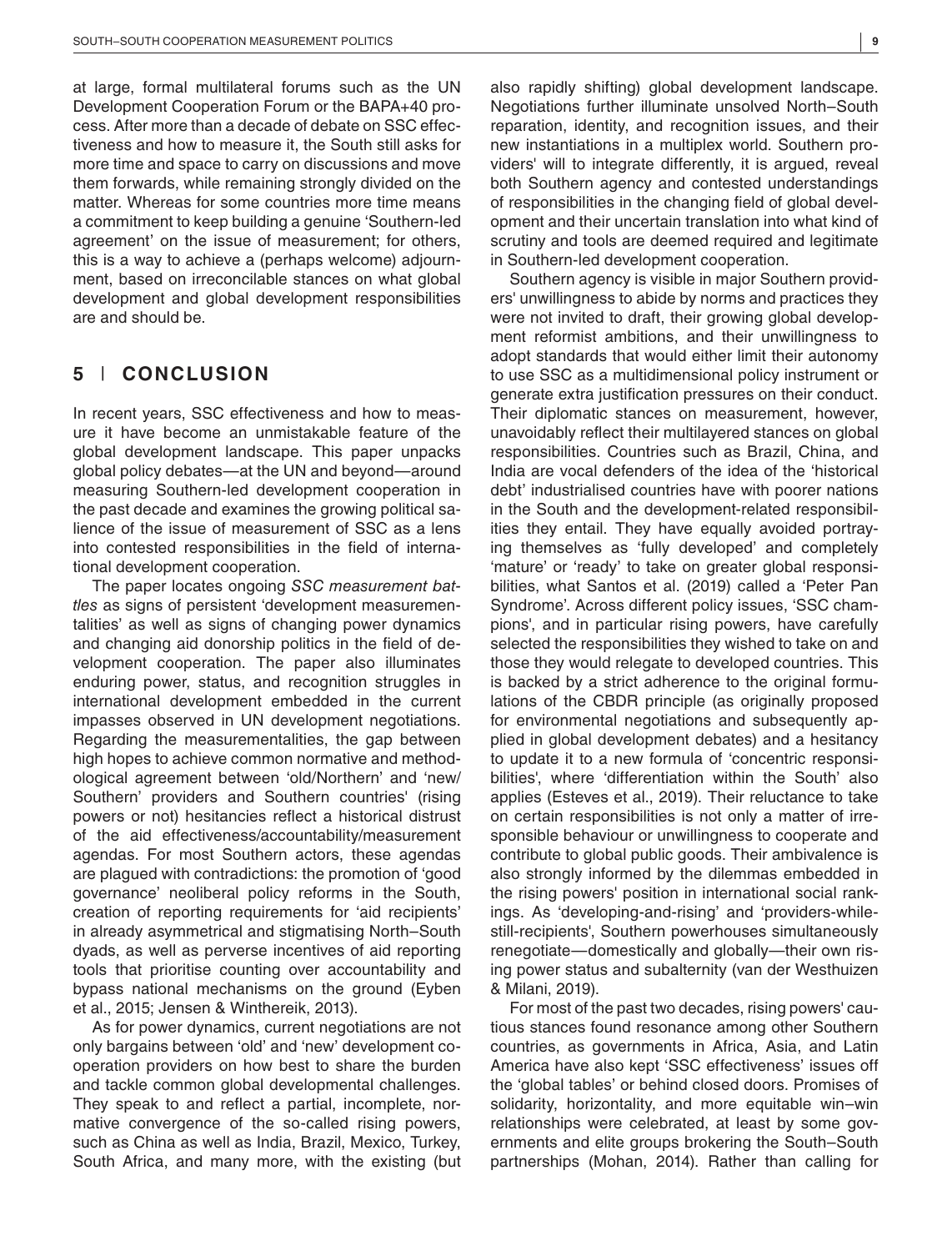at large, formal multilateral forums such as the UN Development Cooperation Forum or the BAPA+40 process. After more than a decade of debate on SSC effectiveness and how to measure it, the South still asks for more time and space to carry on discussions and move them forwards, while remaining strongly divided on the matter. Whereas for some countries more time means a commitment to keep building a genuine 'Southern-led agreement' on the issue of measurement; for others, this is a way to achieve a (perhaps welcome) adjournment, based on irreconcilable stances on what global development and global development responsibilities are and should be.

## 5 | CONCLUSION

In recent years, SSC effectiveness and how to measure it have become an unmistakable feature of the global development landscape. This paper unpacks global policy debates—at the UN and beyond—around measuring Southern-led development cooperation in the past decade and examines the growing political salience of the issue of measurement of SSC as a lens into contested responsibilities in the field of international development cooperation.

The paper locates ongoing *SSC measurement battles* as signs of persistent 'development measurementalities' as well as signs of changing power dynamics and changing aid donorship politics in the field of development cooperation. The paper also illuminates enduring power, status, and recognition struggles in international development embedded in the current impasses observed in UN development negotiations. Regarding the measurementalities, the gap between high hopes to achieve common normative and methodological agreement between 'old/Northern' and 'new/Southern' providers and Southern countries' (rising powers or not) hesitancies reflect a historical distrust of the aid effectiveness/accountability/measurement agendas. For most Southern actors, these agendas are plagued with contradictions: the promotion of 'good governance' neoliberal policy reforms in the South, creation of reporting requirements for 'aid recipients' in already asymmetrical and stigmatising North–South dyads, as well as perverse incentives of aid reporting tools that prioritise counting over accountability and bypass national mechanisms on the ground (Eyben et al., 2015; Jensen & Winthereik, 2013).

As for power dynamics, current negotiations are not only bargains between 'old' and 'new' development cooperation providers on how best to share the burden and tackle common global developmental challenges. They speak to and reflect a partial, incomplete, normative convergence of the so-called rising powers, such as China as well as India, Brazil, Mexico, Turkey, South Africa, and many more, with the existing (but also rapidly shifting) global development landscape. Negotiations further illuminate unsolved North–South reparation, identity, and recognition issues, and their new instantiations in a multiplex world. Southern providers' will to integrate differently, it is argued, reveal both Southern agency and contested understandings of responsibilities in the changing field of global development and their uncertain translation into what kind of scrutiny and tools are deemed required and legitimate in Southern-led development cooperation.

Southern agency is visible in major Southern providers' unwillingness to abide by norms and practices they were not invited to draft, their growing global development reformist ambitions, and their unwillingness to adopt standards that would either limit their autonomy to use SSC as a multidimensional policy instrument or generate extra justification pressures on their conduct. Their diplomatic stances on measurement, however, unavoidably reflect their multilayered stances on global responsibilities. Countries such as Brazil, China, and India are vocal defenders of the idea of the 'historical debt' industrialised countries have with poorer nations in the South and the development-related responsibilities they entail. They have equally avoided portraying themselves as 'fully developed' and completely 'mature' or 'ready' to take on greater global responsibilities, what Santos et al. (2019) called a 'Peter Pan Syndrome'. Across different policy issues, 'SSC champions', and in particular rising powers, have carefully selected the responsibilities they wished to take on and those they would relegate to developed countries. This is backed by a strict adherence to the original formulations of the CBDR principle (as originally proposed for environmental negotiations and subsequently applied in global development debates) and a hesitancy to update it to a new formula of 'concentric responsibilities', where 'differentiation within the South' also applies (Esteves et al., 2019). Their reluctance to take on certain responsibilities is not only a matter of irresponsible behaviour or unwillingness to cooperate and contribute to global public goods. Their ambivalence is also strongly informed by the dilemmas embedded in the rising powers' position in international social rankings. As 'developing-and-rising' and 'providers-while-still-recipients', Southern powerhouses simultaneously renegotiate—domestically and globally—their own rising power status and subalternity (van der Westhuizen & Milani, 2019).

For most of the past two decades, rising powers' cautious stances found resonance among other Southern countries, as governments in Africa, Asia, and Latin America have also kept 'SSC effectiveness' issues off the 'global tables' or behind closed doors. Promises of solidarity, horizontality, and more equitable win–win relationships were celebrated, at least by some governments and elite groups brokering the South–South partnerships (Mohan, 2014). Rather than calling for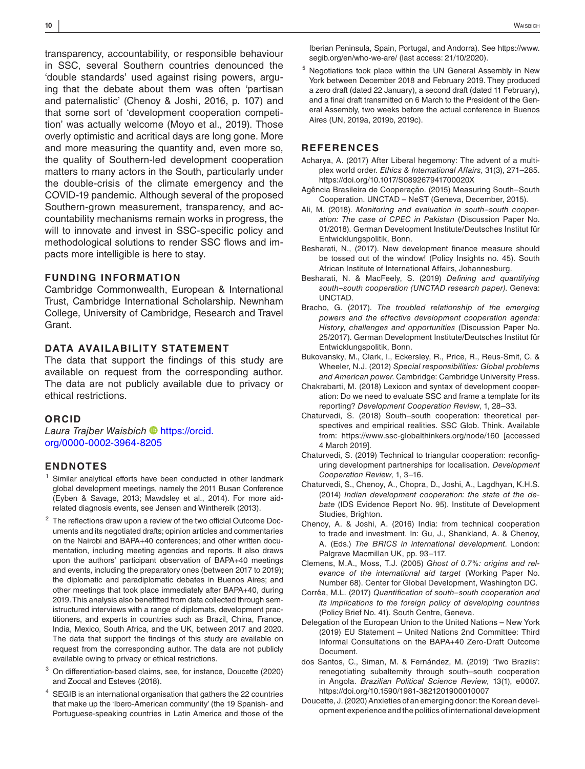transparency, accountability, or responsible behaviour in SSC, several Southern countries denounced the 'double standards' used against rising powers, arguing that the debate about them was often 'partisan and paternalistic' (Chenoy & Joshi, 2016, p. 107) and that some sort of 'development cooperation competition' was actually welcome (Moyo et al., 2019). Those overly optimistic and acritical days are long gone. More and more measuring the quantity and, even more so, the quality of Southern-led development cooperation matters to many actors in the South, particularly under the double-crisis of the climate emergency and the COVID-19 pandemic. Although several of the proposed Southern-grown measurement, transparency, and accountability mechanisms remain works in progress, the will to innovate and invest in SSC-specific policy and methodological solutions to render SSC flows and impacts more intelligible is here to stay.

## FUNDING INFORMATION

Cambridge Commonwealth, European & International Trust, Cambridge International Scholarship. Newnham College, University of Cambridge, Research and Travel Grant.

## DATA AVAILABILITY STATEMENT

The data that support the findings of this study are available on request from the corresponding author. The data are not publicly available due to privacy or ethical restrictions.

## ORCID

*Laura Trajber Waisbich* https://orcid.org/0000-0002-3964-8205

## ENDNOTES

[1] Similar analytical efforts have been conducted in other landmark global development meetings, namely the 2011 Busan Conference (Eyben & Savage, 2013; Mawdsley et al., 2014). For more aid-related diagnosis events, see Jensen and Winthereik (2013).

[2] The reflections draw upon a review of the two official Outcome Documents and its negotiated drafts; opinion articles and commentaries on the Nairobi and BAPA+40 conferences; and other written documentation, including meeting agendas and reports. It also draws upon the authors' participant observation of BAPA+40 meetings and events, including the preparatory ones (between 2017 to 2019); the diplomatic and paradiplomatic debates in Buenos Aires; and other meetings that took place immediately after BAPA+40, during 2019. This analysis also benefitted from data collected through semistructured interviews with a range of diplomats, development practitioners, and experts in countries such as Brazil, China, France, India, Mexico, South Africa, and the UK, between 2017 and 2020. The data that support the findings of this study are available on request from the corresponding author. The data are not publicly available owing to privacy or ethical restrictions.

[3] On differentiation-based claims, see, for instance, Doucette (2020) and Zoccal and Esteves (2018).

[4] SEGIB is an international organisation that gathers the 22 countries that make up the 'Ibero-American community' (the 19 Spanish- and Portuguese-speaking countries in Latin America and those of the Iberian Peninsula, Spain, Portugal, and Andorra). See https://www.segib.org/en/who-we-are/ (last access: 21/10/2020).

[5] Negotiations took place within the UN General Assembly in New York between December 2018 and February 2019. They produced a zero draft (dated 22 January), a second draft (dated 11 February), and a final draft transmitted on 6 March to the President of the General Assembly, two weeks before the actual conference in Buenos Aires (UN, 2019a, 2019b, 2019c).

## REFERENCES

Acharya, A. (2017) After Liberal hegemony: The advent of a multiplex world order. *Ethics & International Affairs*, 31(3), 271–285. https://doi.org/10.1017/S089267941700020X

Agência Brasileira de Cooperação. (2015) Measuring South–South Cooperation. UNCTAD – NeST (Geneva, December, 2015).

Ali, M. (2018). *Monitoring and evaluation in south–south cooperation: The case of CPEC in Pakistan* (Discussion Paper No. 01/2018). German Development Institute/Deutsches Institut für Entwicklungspolitik, Bonn.

Besharati, N., (2017). New development finance measure should be tossed out of the window! (Policy Insights no. 45). South African Institute of International Affairs, Johannesburg.

Besharati, N. & MacFeely, S. (2019) *Defining and quantifying south–south cooperation (UNCTAD research paper)*. Geneva: UNCTAD.

Bracho, G. (2017). *The troubled relationship of the emerging powers and the effective development cooperation agenda: History, challenges and opportunities* (Discussion Paper No. 25/2017). German Development Institute/Deutsches Institut für Entwicklungspolitik, Bonn.

Bukovansky, M., Clark, I., Eckersley, R., Price, R., Reus-Smit, C. & Wheeler, N.J. (2012) *Special responsibilities: Global problems and American power*. Cambridge: Cambridge University Press.

Chakrabarti, M. (2018) Lexicon and syntax of development cooperation: Do we need to evaluate SSC and frame a template for its reporting? *Development Cooperation Review*, 1, 28–33.

Chaturvedi, S. (2018) South–south cooperation: theoretical perspectives and empirical realities. SSC Glob. Think. Available from: https://www.ssc-globalthinkers.org/node/160 [accessed 4 March 2019].

Chaturvedi, S. (2019) Technical to triangular cooperation: reconfiguring development partnerships for localisation. *Development Cooperation Review*, 1, 3–16.

Chaturvedi, S., Chenoy, A., Chopra, D., Joshi, A., Lagdhyan, K.H.S. (2014) *Indian development cooperation: the state of the debate* (IDS Evidence Report No. 95). Institute of Development Studies, Brighton.

Chenoy, A. & Joshi, A. (2016) India: from technical cooperation to trade and investment. In: Gu, J., Shankland, A. & Chenoy, A. (Eds.) *The BRICS in international development*. London: Palgrave Macmillan UK, pp. 93–117.

Clemens, M.A., Moss, T.J. (2005) *Ghost of 0.7%: origins and relevance of the international aid target* (Working Paper No. Number 68). Center for Global Development, Washington DC.

Corrêa, M.L. (2017) *Quantification of south–south cooperation and its implications to the foreign policy of developing countries* (Policy Brief No. 41). South Centre, Geneva.

Delegation of the European Union to the United Nations – New York (2019) EU Statement – United Nations 2nd Committee: Third Informal Consultations on the BAPA+40 Zero-Draft Outcome Document.

dos Santos, C., Siman, M. & Fernández, M. (2019) 'Two Brazils': renegotiating subalternity through south–south cooperation in Angola. *Brazilian Political Science Review*, 13(1), e0007. https://doi.org/10.1590/1981-3821201900010007

Doucette, J. (2020) Anxieties of an emerging donor: the Korean development experience and the politics of international development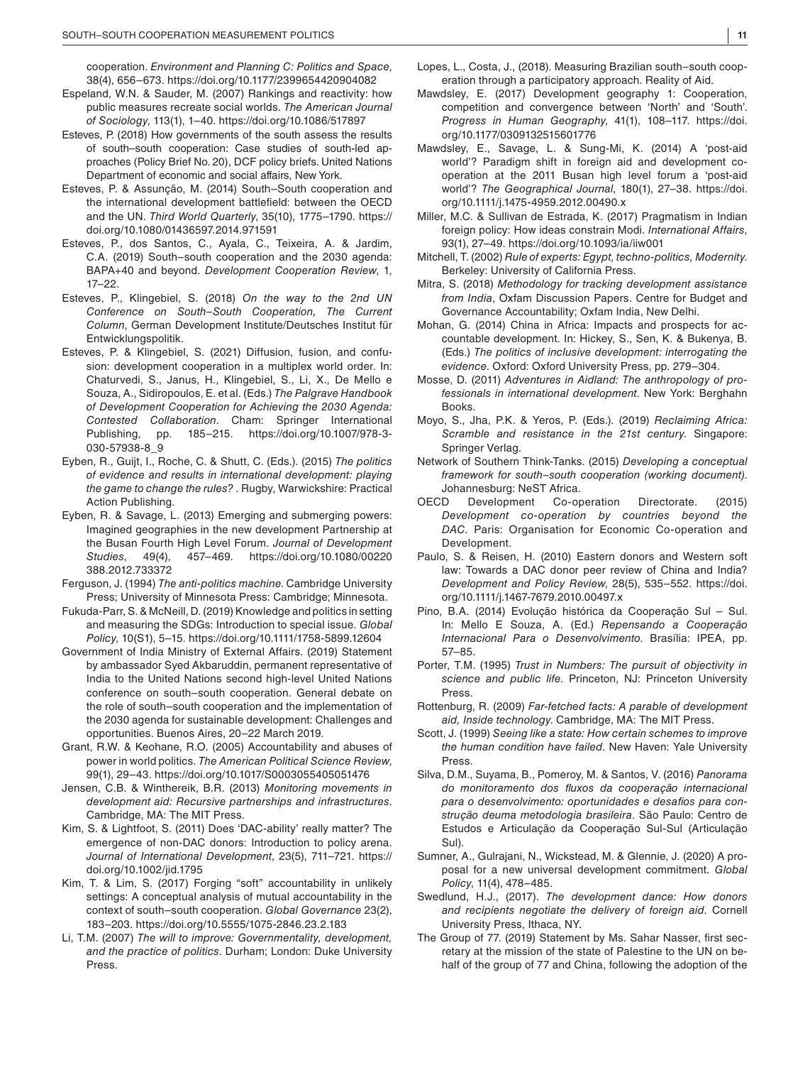cooperation. *Environment and Planning C: Politics and Space*, 38(4), 656–673. https://doi.org/10.1177/2399654420904082

Espeland, W.N. & Sauder, M. (2007) Rankings and reactivity: how public measures recreate social worlds. *The American Journal of Sociology*, 113(1), 1–40. https://doi.org/10.1086/517897

Esteves, P. (2018) How governments of the south assess the results of south–south cooperation: Case studies of south-led approaches (Policy Brief No. 20), DCF policy briefs. United Nations Department of economic and social affairs, New York.

Esteves, P. & Assunção, M. (2014) South–South cooperation and the international development battlefield: between the OECD and the UN. *Third World Quarterly*, 35(10), 1775–1790. https://doi.org/10.1080/01436597.2014.971591

Esteves, P., dos Santos, C., Ayala, C., Teixeira, A. & Jardim, C.A. (2019) South–south cooperation and the 2030 agenda: BAPA+40 and beyond. *Development Cooperation Review*, 1, 17–22.

Esteves, P., Klingebiel, S. (2018) *On the way to the 2nd UN Conference on South–South Cooperation, The Current Column*, German Development Institute/Deutsches Institut für Entwicklungspolitik.

Esteves, P. & Klingebiel, S. (2021) Diffusion, fusion, and confusion: development cooperation in a multiplex world order. In: Chaturvedi, S., Janus, H., Klingebiel, S., Li, X., De Mello e Souza, A., Sidiropoulos, E. et al. (Eds.) *The Palgrave Handbook of Development Cooperation for Achieving the 2030 Agenda: Contested Collaboration*. Cham: Springer International Publishing, pp. 185–215. https://doi.org/10.1007/978-3-030-57938-8_9

Eyben, R., Guijt, I., Roche, C. & Shutt, C. (Eds.). (2015) *The politics of evidence and results in international development: playing the game to change the rules?* . Rugby, Warwickshire: Practical Action Publishing.

Eyben, R. & Savage, L. (2013) Emerging and submerging powers: Imagined geographies in the new development Partnership at the Busan Fourth High Level Forum. *Journal of Development Studies*, 49(4), 457–469. https://doi.org/10.1080/00220388.2012.733372

Ferguson, J. (1994) *The anti-politics machine*. Cambridge University Press; University of Minnesota Press: Cambridge; Minnesota.

Fukuda-Parr, S. & McNeill, D. (2019) Knowledge and politics in setting and measuring the SDGs: Introduction to special issue. *Global Policy*, 10(S1), 5–15. https://doi.org/10.1111/1758-5899.12604

Government of India Ministry of External Affairs. (2019) Statement by ambassador Syed Akbaruddin, permanent representative of India to the United Nations second high-level United Nations conference on south–south cooperation. General debate on the role of south–south cooperation and the implementation of the 2030 agenda for sustainable development: Challenges and opportunities. Buenos Aires, 20–22 March 2019.

Grant, R.W. & Keohane, R.O. (2005) Accountability and abuses of power in world politics. *The American Political Science Review*, 99(1), 29–43. https://doi.org/10.1017/S0003055405051476

Jensen, C.B. & Winthereik, B.R. (2013) *Monitoring movements in development aid: Recursive partnerships and infrastructures*. Cambridge, MA: The MIT Press.

Kim, S. & Lightfoot, S. (2011) Does 'DAC-ability' really matter? The emergence of non-DAC donors: Introduction to policy arena. *Journal of International Development*, 23(5), 711–721. https://doi.org/10.1002/jid.1795

Kim, T. & Lim, S. (2017) Forging "soft" accountability in unlikely settings: A conceptual analysis of mutual accountability in the context of south–south cooperation. *Global Governance* 23(2), 183–203. https://doi.org/10.5555/1075-2846.23.2.183

Li, T.M. (2007) *The will to improve: Governmentality, development, and the practice of politics*. Durham; London: Duke University Press.

Lopes, L., Costa, J., (2018). Measuring Brazilian south–south cooperation through a participatory approach. Reality of Aid.

Mawdsley, E. (2017) Development geography 1: Cooperation, competition and convergence between 'North' and 'South'. *Progress in Human Geography*, 41(1), 108–117. https://doi.org/10.1177/0309132515601776

Mawdsley, E., Savage, L. & Sung-Mi, K. (2014) A 'post-aid world'? Paradigm shift in foreign aid and development cooperation at the 2011 Busan high level forum a 'post-aid world'? *The Geographical Journal*, 180(1), 27–38. https://doi.org/10.1111/j.1475-4959.2012.00490.x

Miller, M.C. & Sullivan de Estrada, K. (2017) Pragmatism in Indian foreign policy: How ideas constrain Modi. *International Affairs*, 93(1), 27–49. https://doi.org/10.1093/ia/iiw001

Mitchell, T. (2002) *Rule of experts: Egypt, techno-politics, Modernity*. Berkeley: University of California Press.

Mitra, S. (2018) *Methodology for tracking development assistance from India*, Oxfam Discussion Papers. Centre for Budget and Governance Accountability; Oxfam India, New Delhi.

Mohan, G. (2014) China in Africa: Impacts and prospects for accountable development. In: Hickey, S., Sen, K. & Bukenya, B. (Eds.) *The politics of inclusive development: interrogating the evidence*. Oxford: Oxford University Press, pp. 279–304.

Mosse, D. (2011) *Adventures in Aidland: The anthropology of professionals in international development*. New York: Berghahn Books.

Moyo, S., Jha, P.K. & Yeros, P. (Eds.). (2019) *Reclaiming Africa: Scramble and resistance in the 21st century*. Singapore: Springer Verlag.

Network of Southern Think-Tanks. (2015) *Developing a conceptual framework for south–south cooperation (working document)*. Johannesburg: NeST Africa.

OECD Development Co-operation Directorate. (2015) *Development co-operation by countries beyond the DAC*. Paris: Organisation for Economic Co-operation and Development.

Paulo, S. & Reisen, H. (2010) Eastern donors and Western soft law: Towards a DAC donor peer review of China and India? *Development and Policy Review*, 28(5), 535–552. https://doi.org/10.1111/j.1467-7679.2010.00497.x

Pino, B.A. (2014) Evolução histórica da Cooperação Sul – Sul. In: Mello E Souza, A. (Ed.) *Repensando a Cooperação Internacional Para o Desenvolvimento*. Brasília: IPEA, pp. 57–85.

Porter, T.M. (1995) *Trust in Numbers: The pursuit of objectivity in science and public life*. Princeton, NJ: Princeton University Press.

Rottenburg, R. (2009) *Far-fetched facts: A parable of development aid, Inside technology*. Cambridge, MA: The MIT Press.

Scott, J. (1999) *Seeing like a state: How certain schemes to improve the human condition have failed*. New Haven: Yale University Press.

Silva, D.M., Suyama, B., Pomeroy, M. & Santos, V. (2016) *Panorama do monitoramento dos fluxos da cooperação internacional para o desenvolvimento: oportunidades e desafios para construção deuma metodologia brasileira*. São Paulo: Centro de Estudos e Articulação da Cooperação Sul-Sul (Articulação Sul).

Sumner, A., Gulrajani, N., Wickstead, M. & Glennie, J. (2020) A proposal for a new universal development commitment. *Global Policy*, 11(4), 478–485.

Swedlund, H.J., (2017). *The development dance: How donors and recipients negotiate the delivery of foreign aid*. Cornell University Press, Ithaca, NY.

The Group of 77. (2019) Statement by Ms. Sahar Nasser, first secretary at the mission of the state of Palestine to the UN on behalf of the group of 77 and China, following the adoption of the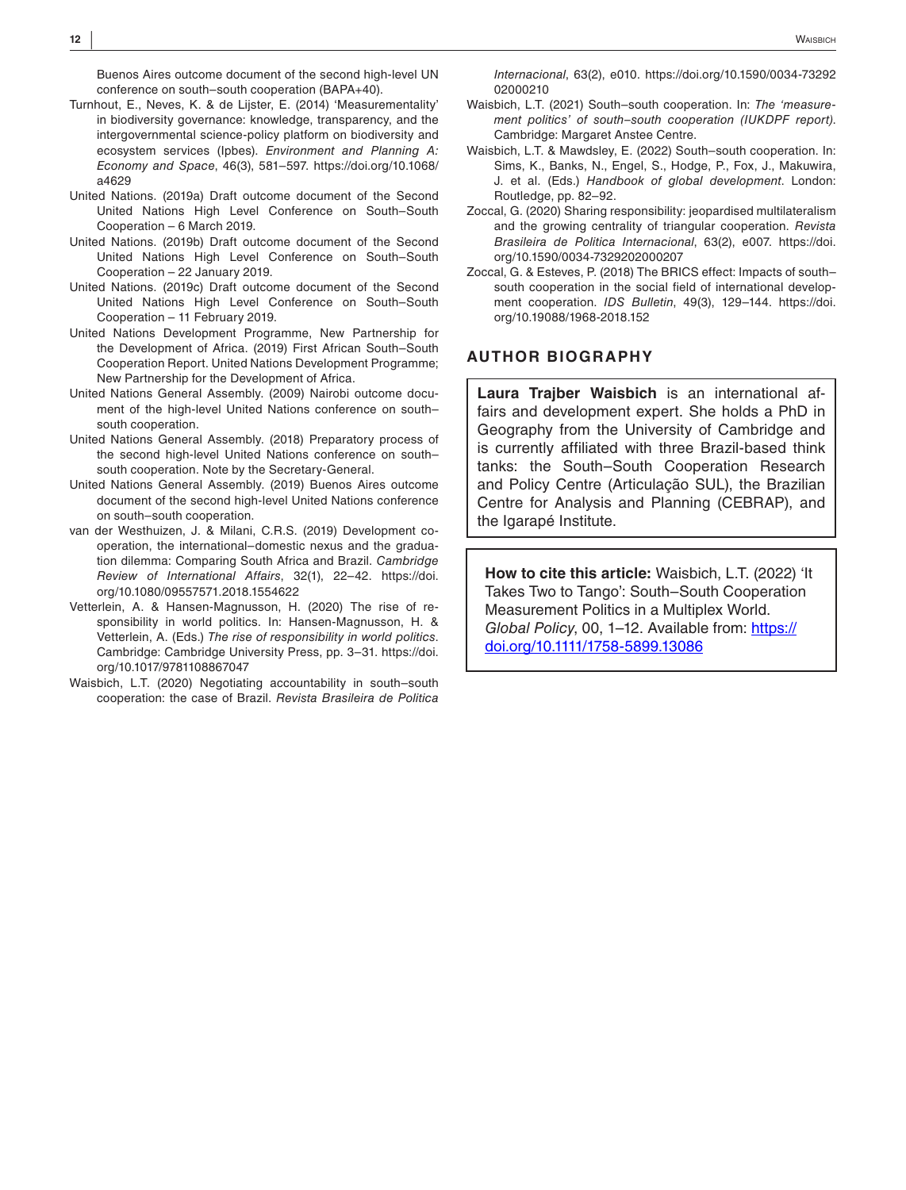Buenos Aires outcome document of the second high-level UN conference on south–south cooperation (BAPA+40).

Turnhout, E., Neves, K. & de Lijster, E. (2014) 'Measurementality' in biodiversity governance: knowledge, transparency, and the intergovernmental science-policy platform on biodiversity and ecosystem services (Ipbes). *Environment and Planning A: Economy and Space*, 46(3), 581–597. https://doi.org/10.1068/a4629

United Nations. (2019a) Draft outcome document of the Second United Nations High Level Conference on South–South Cooperation – 6 March 2019.

United Nations. (2019b) Draft outcome document of the Second United Nations High Level Conference on South–South Cooperation – 22 January 2019.

United Nations. (2019c) Draft outcome document of the Second United Nations High Level Conference on South–South Cooperation – 11 February 2019.

United Nations Development Programme, New Partnership for the Development of Africa. (2019) First African South–South Cooperation Report. United Nations Development Programme; New Partnership for the Development of Africa.

United Nations General Assembly. (2009) Nairobi outcome document of the high-level United Nations conference on south–south cooperation.

United Nations General Assembly. (2018) Preparatory process of the second high-level United Nations conference on south–south cooperation. Note by the Secretary-General.

United Nations General Assembly. (2019) Buenos Aires outcome document of the second high-level United Nations conference on south–south cooperation.

van der Westhuizen, J. & Milani, C.R.S. (2019) Development cooperation, the international–domestic nexus and the graduation dilemma: Comparing South Africa and Brazil. *Cambridge Review of International Affairs*, 32(1), 22–42. https://doi.org/10.1080/09557571.2018.1554622

Vetterlein, A. & Hansen-Magnusson, H. (2020) The rise of responsibility in world politics. In: Hansen-Magnusson, H. & Vetterlein, A. (Eds.) *The rise of responsibility in world politics*. Cambridge: Cambridge University Press, pp. 3–31. https://doi.org/10.1017/9781108867047

Waisbich, L.T. (2020) Negotiating accountability in south–south cooperation: the case of Brazil. *Revista Brasileira de Politica Internacional*, 63(2), e010. https://doi.org/10.1590/0034-7329202000210

Waisbich, L.T. (2021) South–south cooperation. In: *The 'measurement politics' of south–south cooperation (IUKDPF report)*. Cambridge: Margaret Anstee Centre.

Waisbich, L.T. & Mawdsley, E. (2022) South–south cooperation. In: Sims, K., Banks, N., Engel, S., Hodge, P., Fox, J., Makuwira, J. et al. (Eds.) *Handbook of global development*. London: Routledge, pp. 82–92.

Zoccal, G. (2020) Sharing responsibility: jeopardised multilateralism and the growing centrality of triangular cooperation. *Revista Brasileira de Politica Internacional*, 63(2), e007. https://doi.org/10.1590/0034-7329202000207

Zoccal, G. & Esteves, P. (2018) The BRICS effect: Impacts of south–south cooperation in the social field of international development cooperation. *IDS Bulletin*, 49(3), 129–144. https://doi.org/10.19088/1968-2018.152

## AUTHOR BIOGRAPHY

**Laura Trajber Waisbich** is an international affairs and development expert. She holds a PhD in Geography from the University of Cambridge and is currently affiliated with three Brazil-based think tanks: the South–South Cooperation Research and Policy Centre (Articulação SUL), the Brazilian Centre for Analysis and Planning (CEBRAP), and the Igarapé Institute.

**How to cite this article:** Waisbich, L.T. (2022) 'It Takes Two to Tango': South–South Cooperation Measurement Politics in a Multiplex World. *Global Policy*, 00, 1–12. Available from: https://doi.org/10.1111/1758-5899.13086